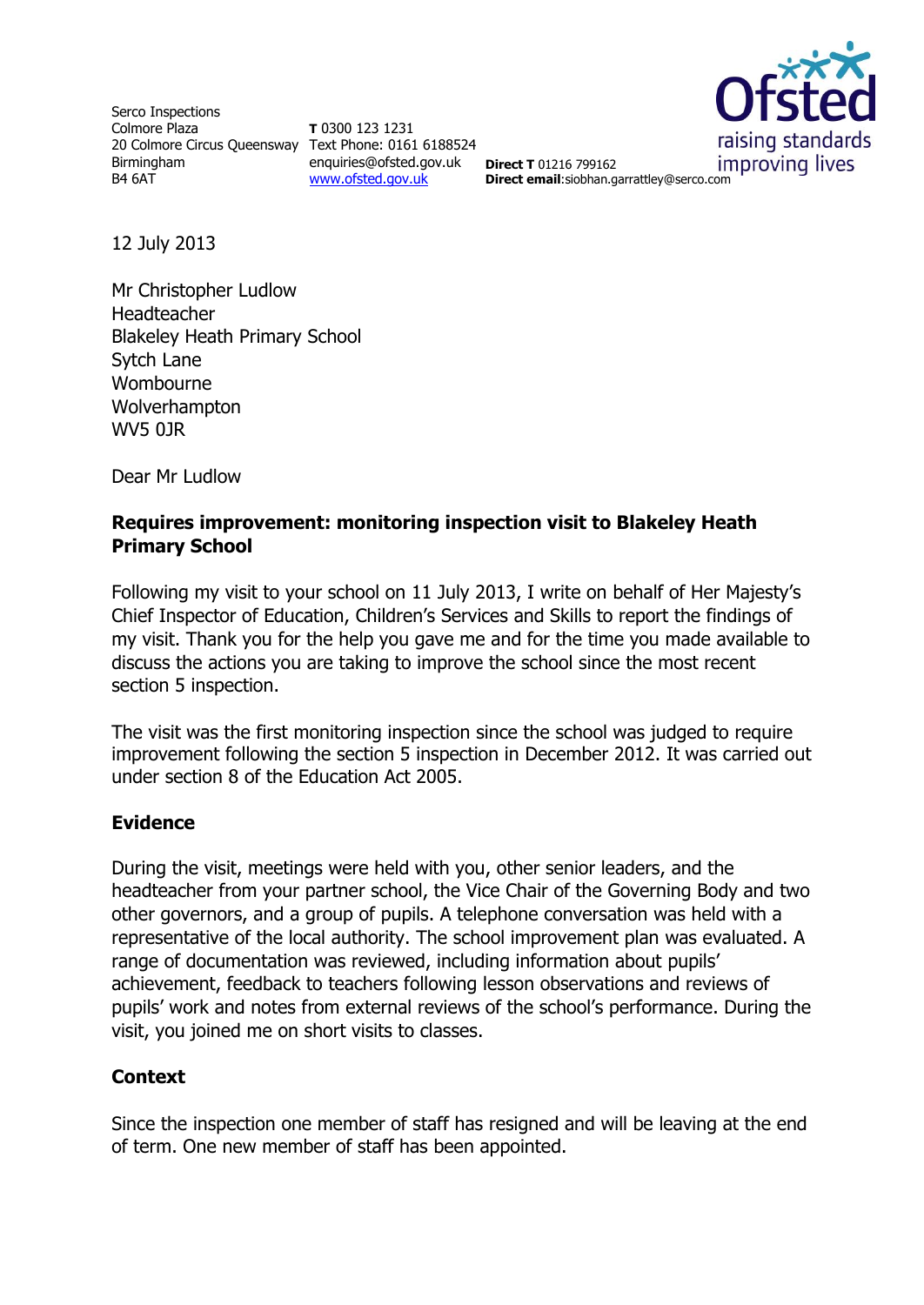Serco Inspections
Colmore Plaza
20 Colmore Circus Queensway
Birmingham
B4 6AT

**T** 0300 123 1231
Text Phone: 0161 6188524
enquiries@ofsted.gov.uk
www.ofsted.gov.uk

**Direct T** 01216 799162
**Direct email**:siobhan.garrattley@serco.com

Ofsted
raising standards
improving lives

12 July 2013

Mr Christopher Ludlow
Headteacher
Blakeley Heath Primary School
Sytch Lane
Wombourne
Wolverhampton
WV5 0JR

Dear Mr Ludlow

**Requires improvement: monitoring inspection visit to Blakeley Heath Primary School**

Following my visit to your school on 11 July 2013, I write on behalf of Her Majesty's Chief Inspector of Education, Children's Services and Skills to report the findings of my visit. Thank you for the help you gave me and for the time you made available to discuss the actions you are taking to improve the school since the most recent section 5 inspection.

The visit was the first monitoring inspection since the school was judged to require improvement following the section 5 inspection in December 2012. It was carried out under section 8 of the Education Act 2005.

## Evidence

During the visit, meetings were held with you, other senior leaders, and the headteacher from your partner school, the Vice Chair of the Governing Body and two other governors, and a group of pupils. A telephone conversation was held with a representative of the local authority. The school improvement plan was evaluated. A range of documentation was reviewed, including information about pupils' achievement, feedback to teachers following lesson observations and reviews of pupils' work and notes from external reviews of the school's performance. During the visit, you joined me on short visits to classes.

## Context

Since the inspection one member of staff has resigned and will be leaving at the end of term. One new member of staff has been appointed.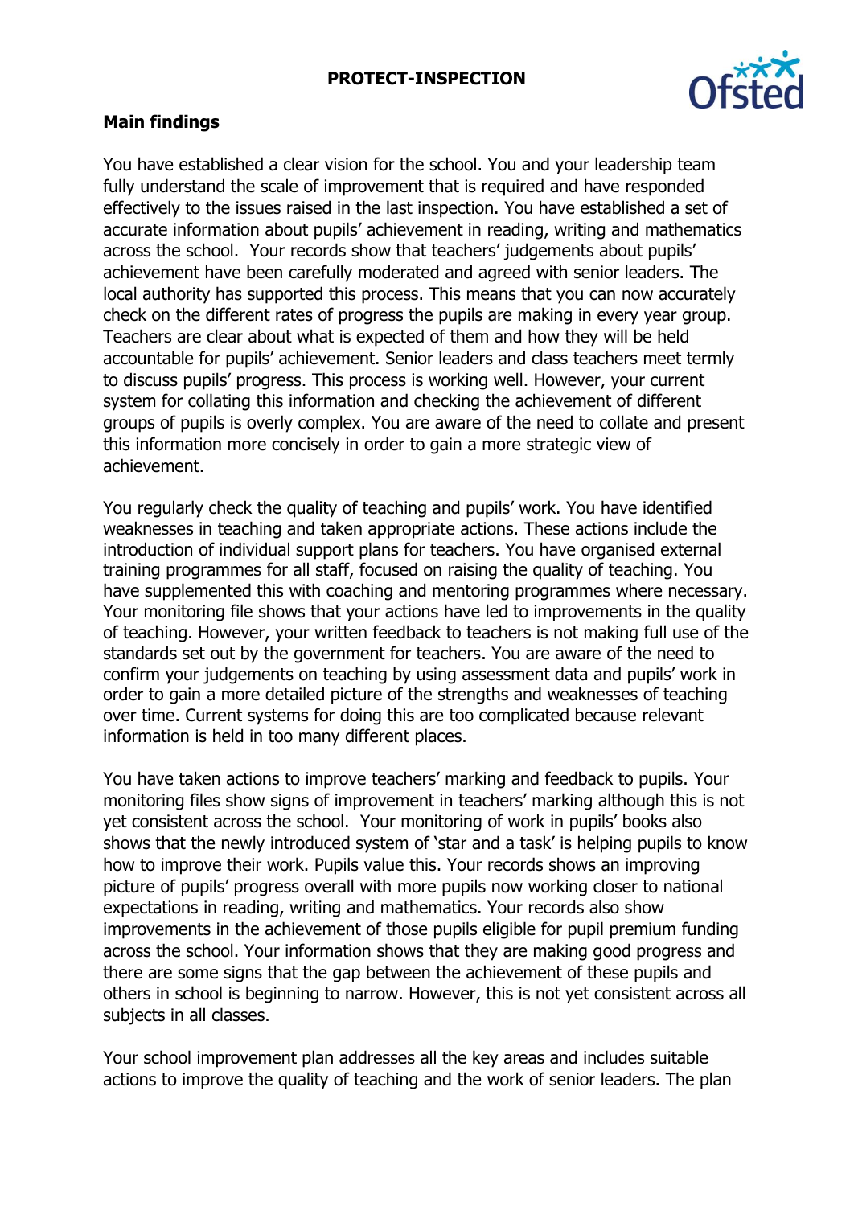## Main findings

You have established a clear vision for the school. You and your leadership team fully understand the scale of improvement that is required and have responded effectively to the issues raised in the last inspection. You have established a set of accurate information about pupils' achievement in reading, writing and mathematics across the school. Your records show that teachers' judgements about pupils' achievement have been carefully moderated and agreed with senior leaders. The local authority has supported this process. This means that you can now accurately check on the different rates of progress the pupils are making in every year group. Teachers are clear about what is expected of them and how they will be held accountable for pupils' achievement. Senior leaders and class teachers meet termly to discuss pupils' progress. This process is working well. However, your current system for collating this information and checking the achievement of different groups of pupils is overly complex. You are aware of the need to collate and present this information more concisely in order to gain a more strategic view of achievement.

You regularly check the quality of teaching and pupils' work. You have identified weaknesses in teaching and taken appropriate actions. These actions include the introduction of individual support plans for teachers. You have organised external training programmes for all staff, focused on raising the quality of teaching. You have supplemented this with coaching and mentoring programmes where necessary. Your monitoring file shows that your actions have led to improvements in the quality of teaching. However, your written feedback to teachers is not making full use of the standards set out by the government for teachers. You are aware of the need to confirm your judgements on teaching by using assessment data and pupils' work in order to gain a more detailed picture of the strengths and weaknesses of teaching over time. Current systems for doing this are too complicated because relevant information is held in too many different places.

You have taken actions to improve teachers' marking and feedback to pupils. Your monitoring files show signs of improvement in teachers' marking although this is not yet consistent across the school. Your monitoring of work in pupils' books also shows that the newly introduced system of 'star and a task' is helping pupils to know how to improve their work. Pupils value this. Your records shows an improving picture of pupils' progress overall with more pupils now working closer to national expectations in reading, writing and mathematics. Your records also show improvements in the achievement of those pupils eligible for pupil premium funding across the school. Your information shows that they are making good progress and there are some signs that the gap between the achievement of these pupils and others in school is beginning to narrow. However, this is not yet consistent across all subjects in all classes.

Your school improvement plan addresses all the key areas and includes suitable actions to improve the quality of teaching and the work of senior leaders. The plan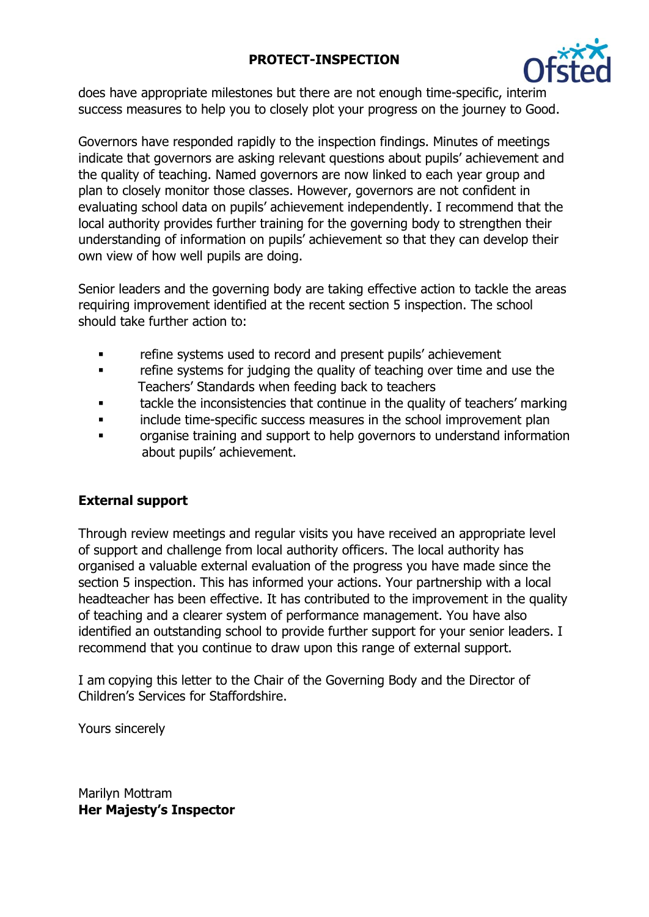does have appropriate milestones but there are not enough time-specific, interim success measures to help you to closely plot your progress on the journey to Good.

Governors have responded rapidly to the inspection findings. Minutes of meetings indicate that governors are asking relevant questions about pupils' achievement and the quality of teaching. Named governors are now linked to each year group and plan to closely monitor those classes. However, governors are not confident in evaluating school data on pupils' achievement independently. I recommend that the local authority provides further training for the governing body to strengthen their understanding of information on pupils' achievement so that they can develop their own view of how well pupils are doing.

Senior leaders and the governing body are taking effective action to tackle the areas requiring improvement identified at the recent section 5 inspection. The school should take further action to:

- refine systems used to record and present pupils' achievement
- refine systems for judging the quality of teaching over time and use the Teachers' Standards when feeding back to teachers
- tackle the inconsistencies that continue in the quality of teachers' marking
- include time-specific success measures in the school improvement plan
- organise training and support to help governors to understand information about pupils' achievement.

## External support

Through review meetings and regular visits you have received an appropriate level of support and challenge from local authority officers. The local authority has organised a valuable external evaluation of the progress you have made since the section 5 inspection. This has informed your actions. Your partnership with a local headteacher has been effective. It has contributed to the improvement in the quality of teaching and a clearer system of performance management. You have also identified an outstanding school to provide further support for your senior leaders. I recommend that you continue to draw upon this range of external support.

I am copying this letter to the Chair of the Governing Body and the Director of Children's Services for Staffordshire.

Yours sincerely

Marilyn Mottram
**Her Majesty's Inspector**